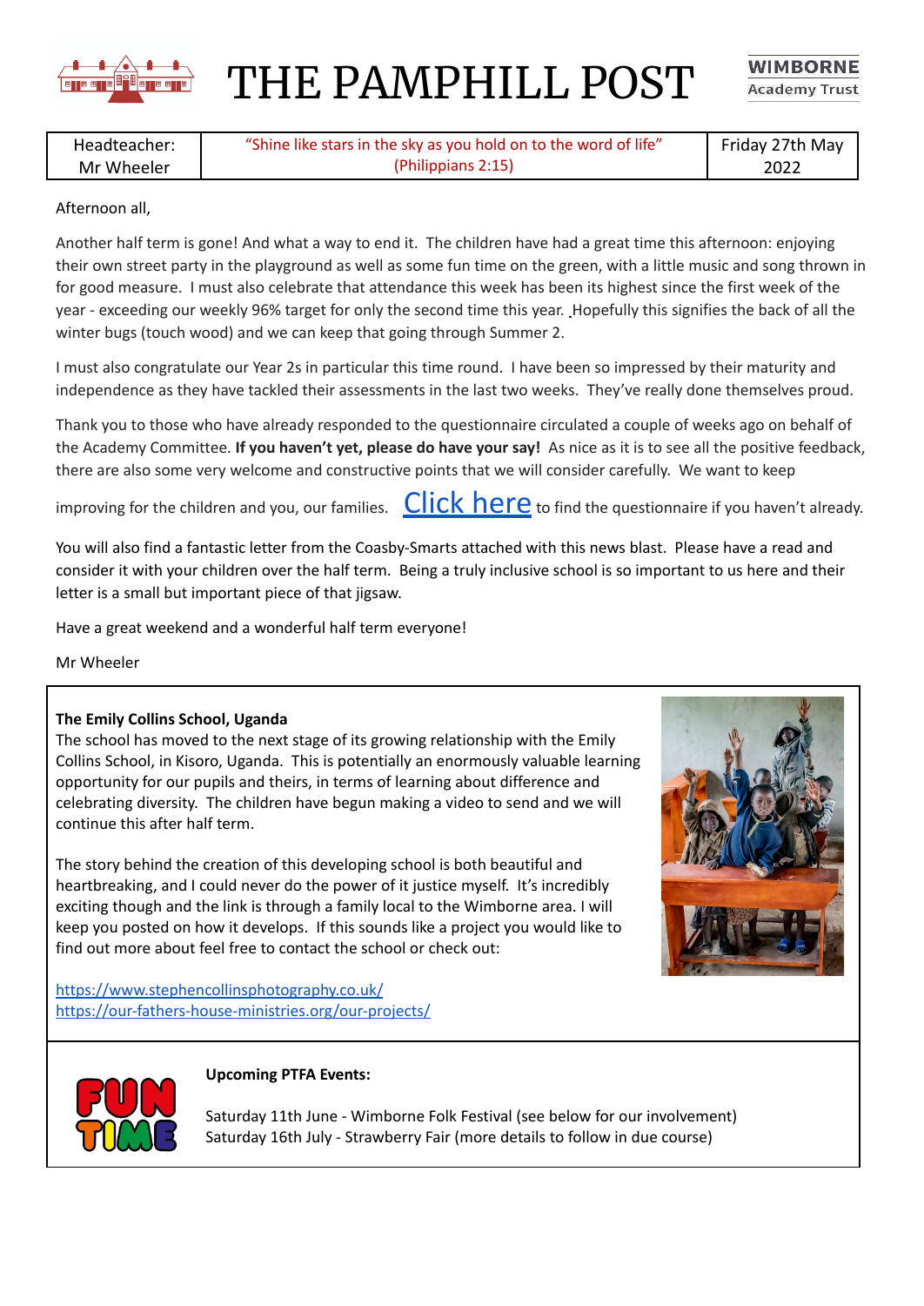# THE PAMPHILL POST

| Headteacher: Mr Wheeler | "Shine like stars in the sky as you hold on to the word of life" (Philippians 2:15) | Friday 27th May 2022 |
|---|---|---|

Afternoon all,

Another half term is gone! And what a way to end it. The children have had a great time this afternoon: enjoying their own street party in the playground as well as some fun time on the green, with a little music and song thrown in for good measure. I must also celebrate that attendance this week has been its highest since the first week of the year - exceeding our weekly 96% target for only the second time this year. Hopefully this signifies the back of all the winter bugs (touch wood) and we can keep that going through Summer 2.

I must also congratulate our Year 2s in particular this time round. I have been so impressed by their maturity and independence as they have tackled their assessments in the last two weeks. They've really done themselves proud.

Thank you to those who have already responded to the questionnaire circulated a couple of weeks ago on behalf of the Academy Committee. **If you haven't yet, please do have your say!** As nice as it is to see all the positive feedback, there are also some very welcome and constructive points that we will consider carefully. We want to keep improving for the children and you, our families. Click here to find the questionnaire if you haven't already.

You will also find a fantastic letter from the Coasby-Smarts attached with this news blast. Please have a read and consider it with your children over the half term. Being a truly inclusive school is so important to us here and their letter is a small but important piece of that jigsaw.

Have a great weekend and a wonderful half term everyone!

Mr Wheeler

**The Emily Collins School, Uganda**

The school has moved to the next stage of its growing relationship with the Emily Collins School, in Kisoro, Uganda. This is potentially an enormously valuable learning opportunity for our pupils and theirs, in terms of learning about difference and celebrating diversity. The children have begun making a video to send and we will continue this after half term.

The story behind the creation of this developing school is both beautiful and heartbreaking, and I could never do the power of it justice myself. It's incredibly exciting though and the link is through a family local to the Wimborne area. I will keep you posted on how it develops. If this sounds like a project you would like to find out more about feel free to contact the school or check out:

https://www.stephencollinsphotography.co.uk/
https://our-fathers-house-ministries.org/our-projects/

**Upcoming PTFA Events:**

Saturday 11th June - Wimborne Folk Festival (see below for our involvement)
Saturday 16th July - Strawberry Fair (more details to follow in due course)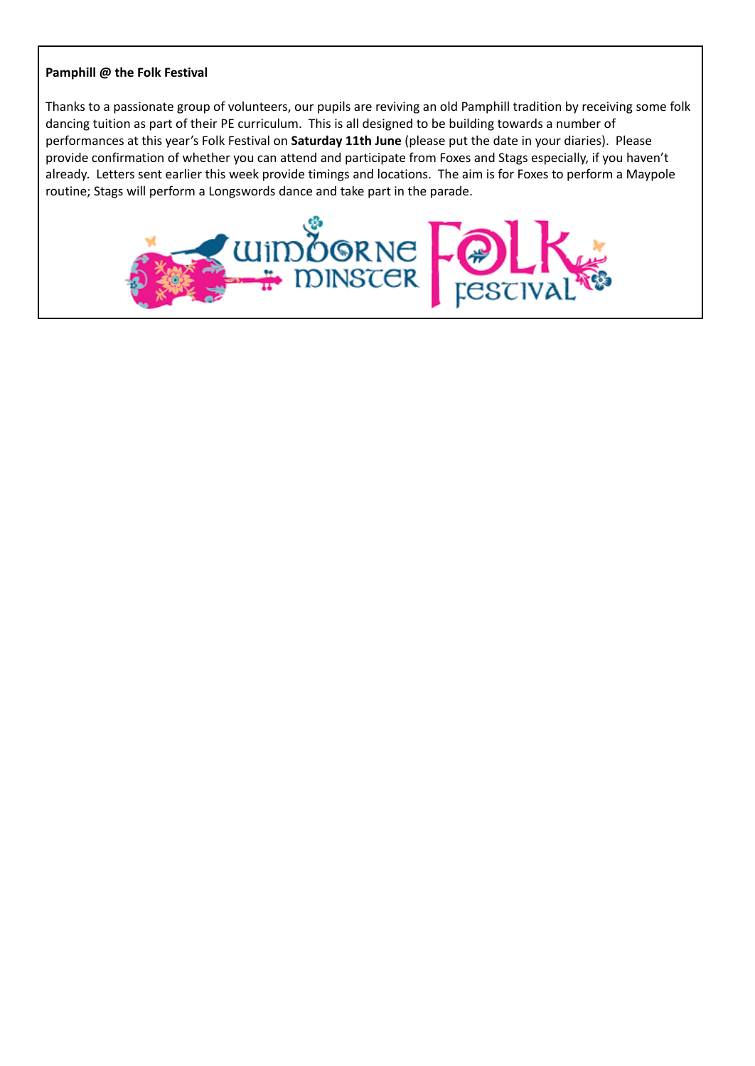**Pamphill @ the Folk Festival**

Thanks to a passionate group of volunteers, our pupils are reviving an old Pamphill tradition by receiving some folk dancing tuition as part of their PE curriculum. This is all designed to be building towards a number of performances at this year's Folk Festival on **Saturday 11th June** (please put the date in your diaries). Please provide confirmation of whether you can attend and participate from Foxes and Stags especially, if you haven't already. Letters sent earlier this week provide timings and locations. The aim is for Foxes to perform a Maypole routine; Stags will perform a Longswords dance and take part in the parade.

Wimborne Minster Folk Festival